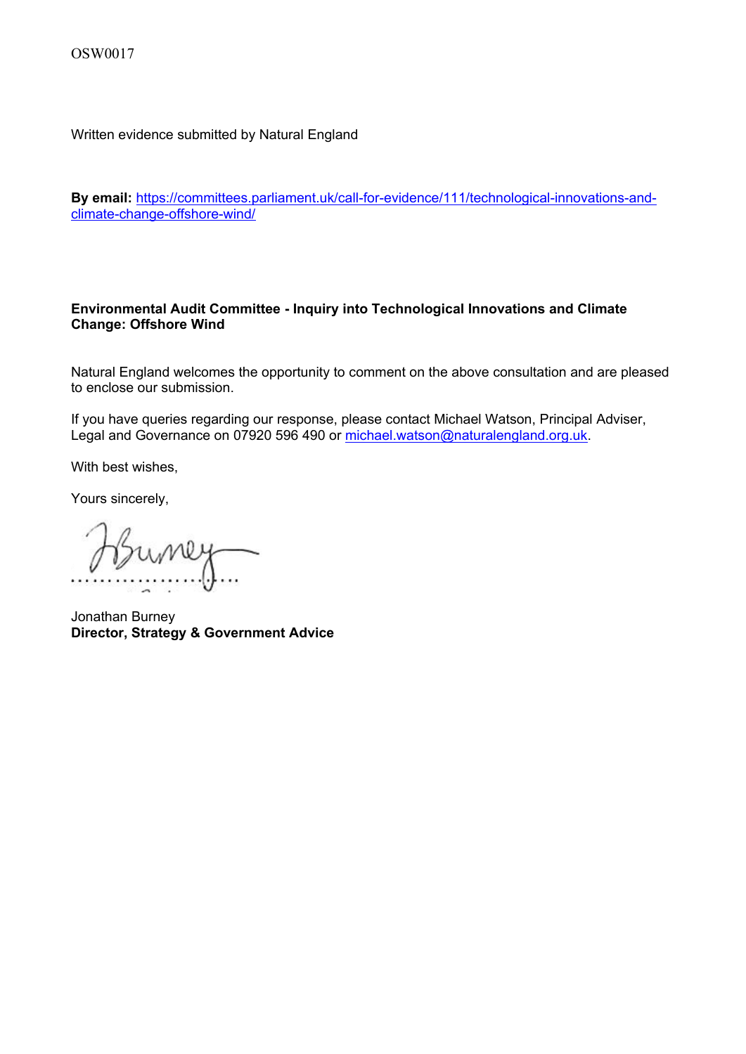OSW0017

Written evidence submitted by Natural England

**By email:** https://committees.parliament.uk/call-for-evidence/111/technological-innovations-and-climate-change-offshore-wind/

**Environmental Audit Committee - Inquiry into Technological Innovations and Climate Change: Offshore Wind**

Natural England welcomes the opportunity to comment on the above consultation and are pleased to enclose our submission.

If you have queries regarding our response, please contact Michael Watson, Principal Adviser, Legal and Governance on 07920 596 490 or michael.watson@naturalengland.org.uk.

With best wishes,

Yours sincerely,

Jonathan Burney
**Director, Strategy & Government Advice**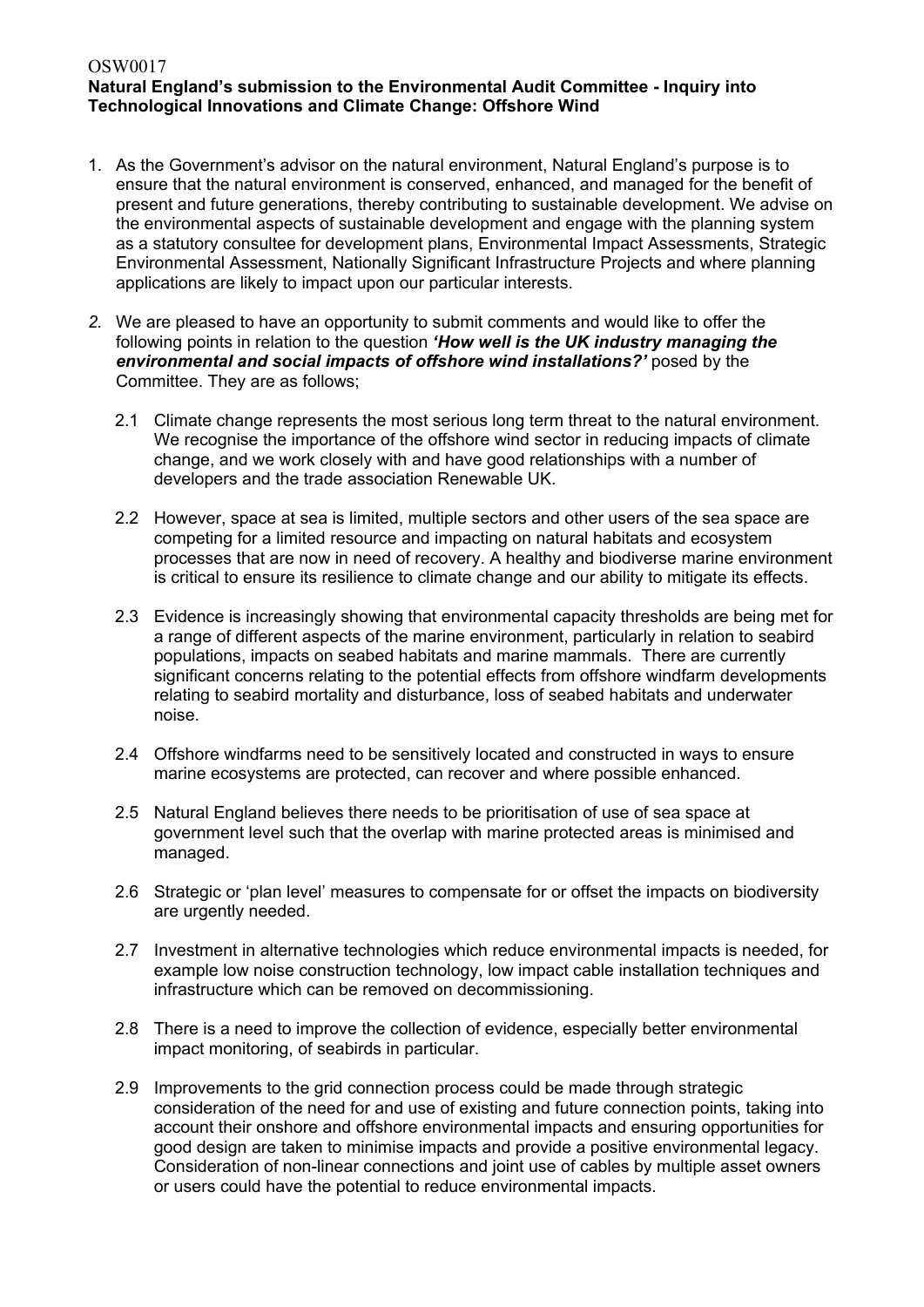OSW0017

**Natural England's submission to the Environmental Audit Committee - Inquiry into Technological Innovations and Climate Change: Offshore Wind**

1. As the Government's advisor on the natural environment, Natural England's purpose is to ensure that the natural environment is conserved, enhanced, and managed for the benefit of present and future generations, thereby contributing to sustainable development. We advise on the environmental aspects of sustainable development and engage with the planning system as a statutory consultee for development plans, Environmental Impact Assessments, Strategic Environmental Assessment, Nationally Significant Infrastructure Projects and where planning applications are likely to impact upon our particular interests.

2. We are pleased to have an opportunity to submit comments and would like to offer the following points in relation to the question ***'How well is the UK industry managing the environmental and social impacts of offshore wind installations?'*** posed by the Committee. They are as follows;

   2.1 Climate change represents the most serious long term threat to the natural environment. We recognise the importance of the offshore wind sector in reducing impacts of climate change, and we work closely with and have good relationships with a number of developers and the trade association Renewable UK.

   2.2 However, space at sea is limited, multiple sectors and other users of the sea space are competing for a limited resource and impacting on natural habitats and ecosystem processes that are now in need of recovery. A healthy and biodiverse marine environment is critical to ensure its resilience to climate change and our ability to mitigate its effects.

   2.3 Evidence is increasingly showing that environmental capacity thresholds are being met for a range of different aspects of the marine environment, particularly in relation to seabird populations, impacts on seabed habitats and marine mammals. There are currently significant concerns relating to the potential effects from offshore windfarm developments relating to seabird mortality and disturbance, loss of seabed habitats and underwater noise.

   2.4 Offshore windfarms need to be sensitively located and constructed in ways to ensure marine ecosystems are protected, can recover and where possible enhanced.

   2.5 Natural England believes there needs to be prioritisation of use of sea space at government level such that the overlap with marine protected areas is minimised and managed.

   2.6 Strategic or 'plan level' measures to compensate for or offset the impacts on biodiversity are urgently needed.

   2.7 Investment in alternative technologies which reduce environmental impacts is needed, for example low noise construction technology, low impact cable installation techniques and infrastructure which can be removed on decommissioning.

   2.8 There is a need to improve the collection of evidence, especially better environmental impact monitoring, of seabirds in particular.

   2.9 Improvements to the grid connection process could be made through strategic consideration of the need for and use of existing and future connection points, taking into account their onshore and offshore environmental impacts and ensuring opportunities for good design are taken to minimise impacts and provide a positive environmental legacy. Consideration of non-linear connections and joint use of cables by multiple asset owners or users could have the potential to reduce environmental impacts.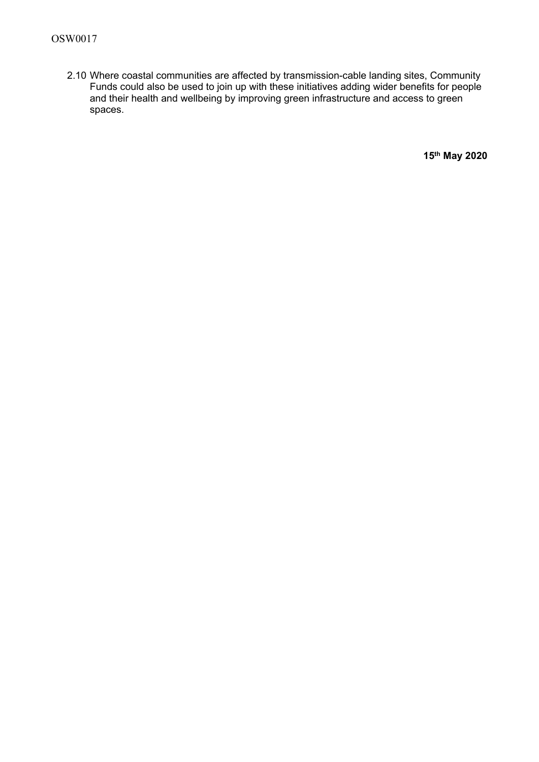2.10 Where coastal communities are affected by transmission-cable landing sites, Community Funds could also be used to join up with these initiatives adding wider benefits for people and their health and wellbeing by improving green infrastructure and access to green spaces.

**15th May 2020**